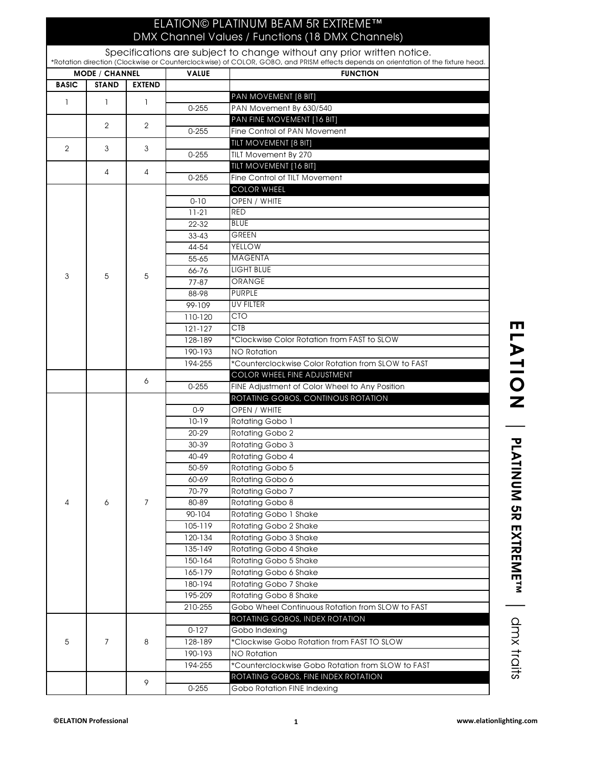# ELATION© PLATINUM BEAM 5R EXTREME™

## DMX Channel Values / Functions (18 DMX Channels)

Specifications are subject to change without any prior written notice.

*Rotation direction (Clockwise or Counterclockwise) of COLOR, GOBO, and PRISM effects depends on orientation of the fixture head.

| MODE / CHANNEL | | | VALUE | FUNCTION |
|---|---|---|---|---|
| BASIC | STAND | EXTEND | | |
| 1 | 1 | 1 | | PAN MOVEMENT [8 BIT] |
| | | | 0-255 | PAN Movement By 630/540 |
| | 2 | 2 | | PAN FINE MOVEMENT [16 BIT] |
| | | | 0-255 | Fine Control of PAN Movement |
| 2 | 3 | 3 | | TILT MOVEMENT [8 BIT] |
| | | | 0-255 | TILT Movement By 270 |
| | 4 | 4 | | TILT MOVEMENT [16 BIT] |
| | | | 0-255 | Fine Control of TILT Movement |
| 3 | 5 | 5 | | COLOR WHEEL |
| | | | 0-10 | OPEN / WHITE |
| | | | 11-21 | RED |
| | | | 22-32 | BLUE |
| | | | 33-43 | GREEN |
| | | | 44-54 | YELLOW |
| | | | 55-65 | MAGENTA |
| | | | 66-76 | LIGHT BLUE |
| | | | 77-87 | ORANGE |
| | | | 88-98 | PURPLE |
| | | | 99-109 | UV FILTER |
| | | | 110-120 | CTO |
| | | | 121-127 | CTB |
| | | | 128-189 | *Clockwise Color Rotation from FAST to SLOW |
| | | | 190-193 | NO Rotation |
| | | | 194-255 | *Counterclockwise Color Rotation from SLOW to FAST |
| | | 6 | | COLOR WHEEL FINE ADJUSTMENT |
| | | | 0-255 | FINE Adjustment of Color Wheel to Any Position |
| 4 | 6 | 7 | | ROTATING GOBOS, CONTINOUS ROTATION |
| | | | 0-9 | OPEN / WHITE |
| | | | 10-19 | Rotating Gobo 1 |
| | | | 20-29 | Rotating Gobo 2 |
| | | | 30-39 | Rotating Gobo 3 |
| | | | 40-49 | Rotating Gobo 4 |
| | | | 50-59 | Rotating Gobo 5 |
| | | | 60-69 | Rotating Gobo 6 |
| | | | 70-79 | Rotating Gobo 7 |
| | | | 80-89 | Rotating Gobo 8 |
| | | | 90-104 | Rotating Gobo 1 Shake |
| | | | 105-119 | Rotating Gobo 2 Shake |
| | | | 120-134 | Rotating Gobo 3 Shake |
| | | | 135-149 | Rotating Gobo 4 Shake |
| | | | 150-164 | Rotating Gobo 5 Shake |
| | | | 165-179 | Rotating Gobo 6 Shake |
| | | | 180-194 | Rotating Gobo 7 Shake |
| | | | 195-209 | Rotating Gobo 8 Shake |
| | | | 210-255 | Gobo Wheel Continuous Rotation from SLOW to FAST |
| 5 | 7 | 8 | | ROTATING GOBOS, INDEX ROTATION |
| | | | 0-127 | Gobo Indexing |
| | | | 128-189 | *Clockwise Gobo Rotation from FAST TO SLOW |
| | | | 190-193 | NO Rotation |
| | | | 194-255 | *Counterclockwise Gobo Rotation from SLOW to FAST |
| | | 9 | | ROTATING GOBOS, FINE INDEX ROTATION |
| | | | 0-255 | Gobo Rotation FINE Indexing |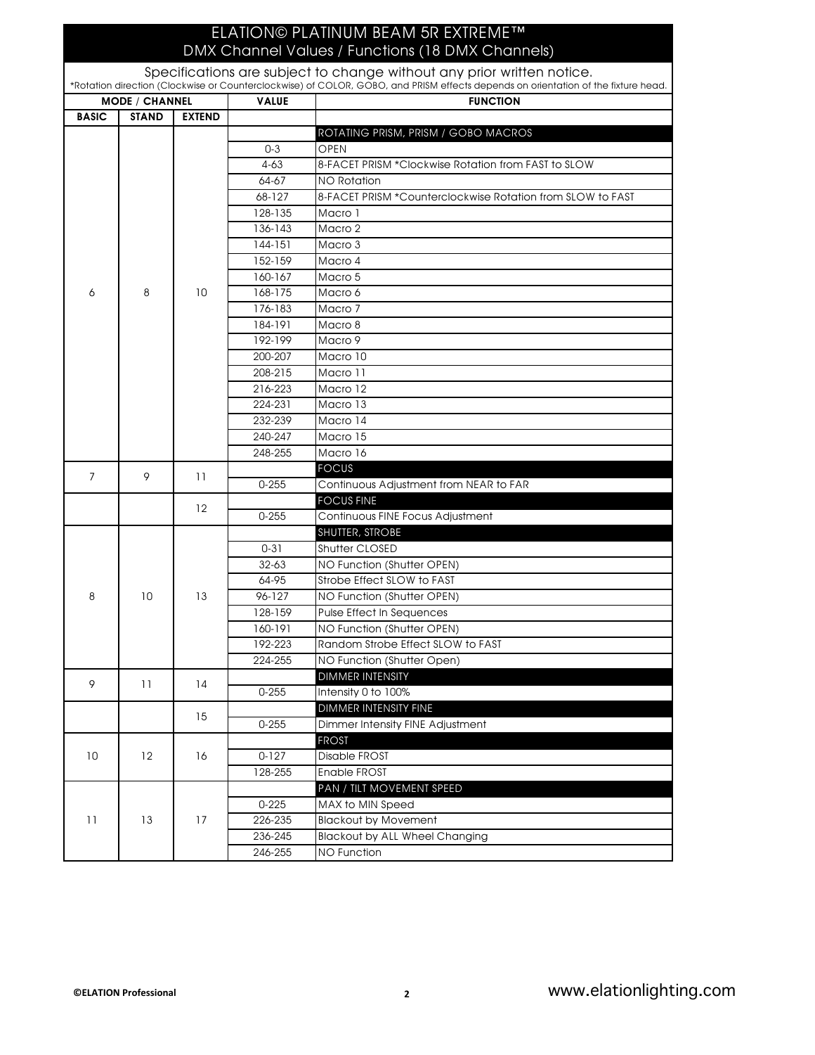# ELATION© PLATINUM BEAM 5R EXTREME™

## DMX Channel Values / Functions (18 DMX Channels)

Specifications are subject to change without any prior written notice.

*Rotation direction (Clockwise or Counterclockwise) of COLOR, GOBO, and PRISM effects depends on orientation of the fixture head.

| MODE / CHANNEL | | | VALUE | FUNCTION |
|---|---|---|---|---|
| BASIC | STAND | EXTEND | | |
| 6 | 8 | 10 | | ROTATING PRISM, PRISM / GOBO MACROS |
| | | | 0-3 | OPEN |
| | | | 4-63 | 8-FACET PRISM *Clockwise Rotation from FAST to SLOW |
| | | | 64-67 | NO Rotation |
| | | | 68-127 | 8-FACET PRISM *Counterclockwise Rotation from SLOW to FAST |
| | | | 128-135 | Macro 1 |
| | | | 136-143 | Macro 2 |
| | | | 144-151 | Macro 3 |
| | | | 152-159 | Macro 4 |
| | | | 160-167 | Macro 5 |
| | | | 168-175 | Macro 6 |
| | | | 176-183 | Macro 7 |
| | | | 184-191 | Macro 8 |
| | | | 192-199 | Macro 9 |
| | | | 200-207 | Macro 10 |
| | | | 208-215 | Macro 11 |
| | | | 216-223 | Macro 12 |
| | | | 224-231 | Macro 13 |
| | | | 232-239 | Macro 14 |
| | | | 240-247 | Macro 15 |
| | | | 248-255 | Macro 16 |
| 7 | 9 | 11 | | FOCUS |
| | | | 0-255 | Continuous Adjustment from NEAR to FAR |
| | | 12 | | FOCUS FINE |
| | | | 0-255 | Continuous FINE Focus Adjustment |
| 8 | 10 | 13 | | SHUTTER, STROBE |
| | | | 0-31 | Shutter CLOSED |
| | | | 32-63 | NO Function (Shutter OPEN) |
| | | | 64-95 | Strobe Effect SLOW to FAST |
| | | | 96-127 | NO Function (Shutter OPEN) |
| | | | 128-159 | Pulse Effect In Sequences |
| | | | 160-191 | NO Function (Shutter OPEN) |
| | | | 192-223 | Random Strobe Effect SLOW to FAST |
| | | | 224-255 | NO Function (Shutter Open) |
| 9 | 11 | 14 | | DIMMER INTENSITY |
| | | | 0-255 | Intensity 0 to 100% |
| | | 15 | | DIMMER INTENSITY FINE |
| | | | 0-255 | Dimmer Intensity FINE Adjustment |
| 10 | 12 | 16 | | FROST |
| | | | 0-127 | Disable FROST |
| | | | 128-255 | Enable FROST |
| 11 | 13 | 17 | | PAN / TILT MOVEMENT SPEED |
| | | | 0-225 | MAX to MIN Speed |
| | | | 226-235 | Blackout by Movement |
| | | | 236-245 | Blackout by ALL Wheel Changing |
| | | | 246-255 | NO Function |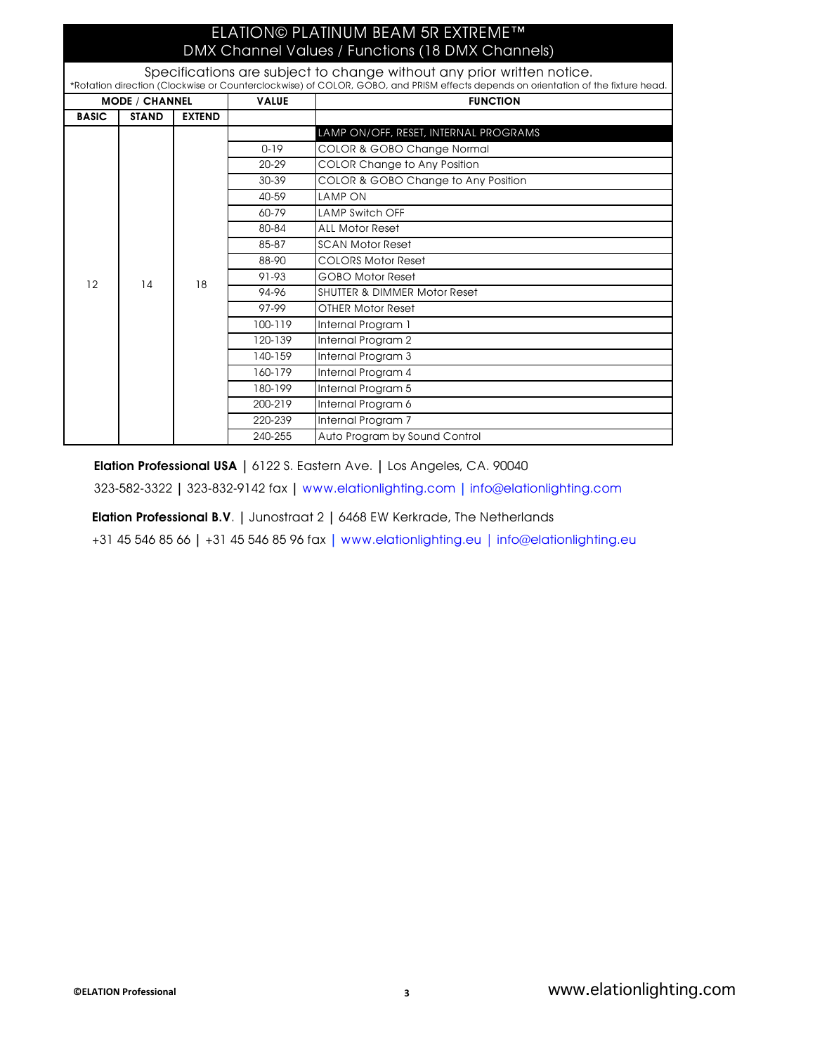# ELATION© PLATINUM BEAM 5R EXTREME™

## DMX Channel Values / Functions (18 DMX Channels)

Specifications are subject to change without any prior written notice.

*Rotation direction (Clockwise or Counterclockwise) of COLOR, GOBO, and PRISM effects depends on orientation of the fixture head.

| MODE / CHANNEL | | | VALUE | FUNCTION |
|---|---|---|---|---|
| BASIC | STAND | EXTEND | | |
| 12 | 14 | 18 | | LAMP ON/OFF, RESET, INTERNAL PROGRAMS |
| | | | 0-19 | COLOR & GOBO Change Normal |
| | | | 20-29 | COLOR Change to Any Position |
| | | | 30-39 | COLOR & GOBO Change to Any Position |
| | | | 40-59 | LAMP ON |
| | | | 60-79 | LAMP Switch OFF |
| | | | 80-84 | ALL Motor Reset |
| | | | 85-87 | SCAN Motor Reset |
| | | | 88-90 | COLORS Motor Reset |
| | | | 91-93 | GOBO Motor Reset |
| | | | 94-96 | SHUTTER & DIMMER Motor Reset |
| | | | 97-99 | OTHER Motor Reset |
| | | | 100-119 | Internal Program 1 |
| | | | 120-139 | Internal Program 2 |
| | | | 140-159 | Internal Program 3 |
| | | | 160-179 | Internal Program 4 |
| | | | 180-199 | Internal Program 5 |
| | | | 200-219 | Internal Program 6 |
| | | | 220-239 | Internal Program 7 |
| | | | 240-255 | Auto Program by Sound Control |

**Elation Professional USA** | 6122 S. Eastern Ave. | Los Angeles, CA. 90040

323-582-3322 | 323-832-9142 fax | www.elationlighting.com | info@elationlighting.com

**Elation Professional B.V**. | Junostraat 2 | 6468 EW Kerkrade, The Netherlands

+31 45 546 85 66 | +31 45 546 85 96 fax | www.elationlighting.eu | info@elationlighting.eu